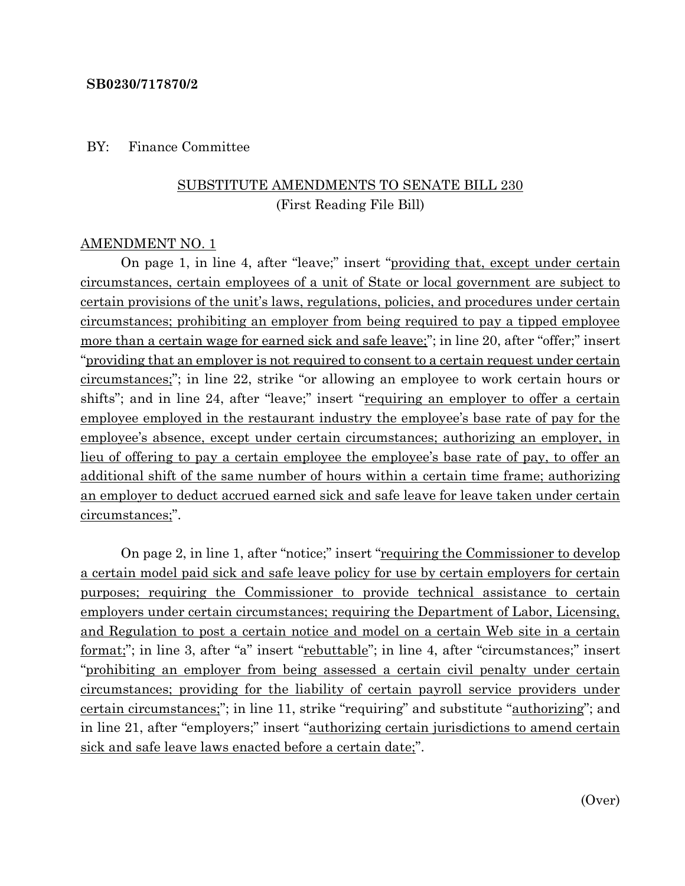**SB0230/717870/2**

BY: Finance Committee

SUBSTITUTE AMENDMENTS TO SENATE BILL 230
(First Reading File Bill)

AMENDMENT NO. 1

On page 1, in line 4, after "leave;" insert "providing that, except under certain circumstances, certain employees of a unit of State or local government are subject to certain provisions of the unit's laws, regulations, policies, and procedures under certain circumstances; prohibiting an employer from being required to pay a tipped employee more than a certain wage for earned sick and safe leave;"; in line 20, after "offer;" insert "providing that an employer is not required to consent to a certain request under certain circumstances;"; in line 22, strike "or allowing an employee to work certain hours or shifts"; and in line 24, after "leave;" insert "requiring an employer to offer a certain employee employed in the restaurant industry the employee's base rate of pay for the employee's absence, except under certain circumstances; authorizing an employer, in lieu of offering to pay a certain employee the employee's base rate of pay, to offer an additional shift of the same number of hours within a certain time frame; authorizing an employer to deduct accrued earned sick and safe leave for leave taken under certain circumstances;".

On page 2, in line 1, after "notice;" insert "requiring the Commissioner to develop a certain model paid sick and safe leave policy for use by certain employers for certain purposes; requiring the Commissioner to provide technical assistance to certain employers under certain circumstances; requiring the Department of Labor, Licensing, and Regulation to post a certain notice and model on a certain Web site in a certain format;"; in line 3, after "a" insert "rebuttable"; in line 4, after "circumstances;" insert "prohibiting an employer from being assessed a certain civil penalty under certain circumstances; providing for the liability of certain payroll service providers under certain circumstances;"; in line 11, strike "requiring" and substitute "authorizing"; and in line 21, after "employers;" insert "authorizing certain jurisdictions to amend certain sick and safe leave laws enacted before a certain date;".

(Over)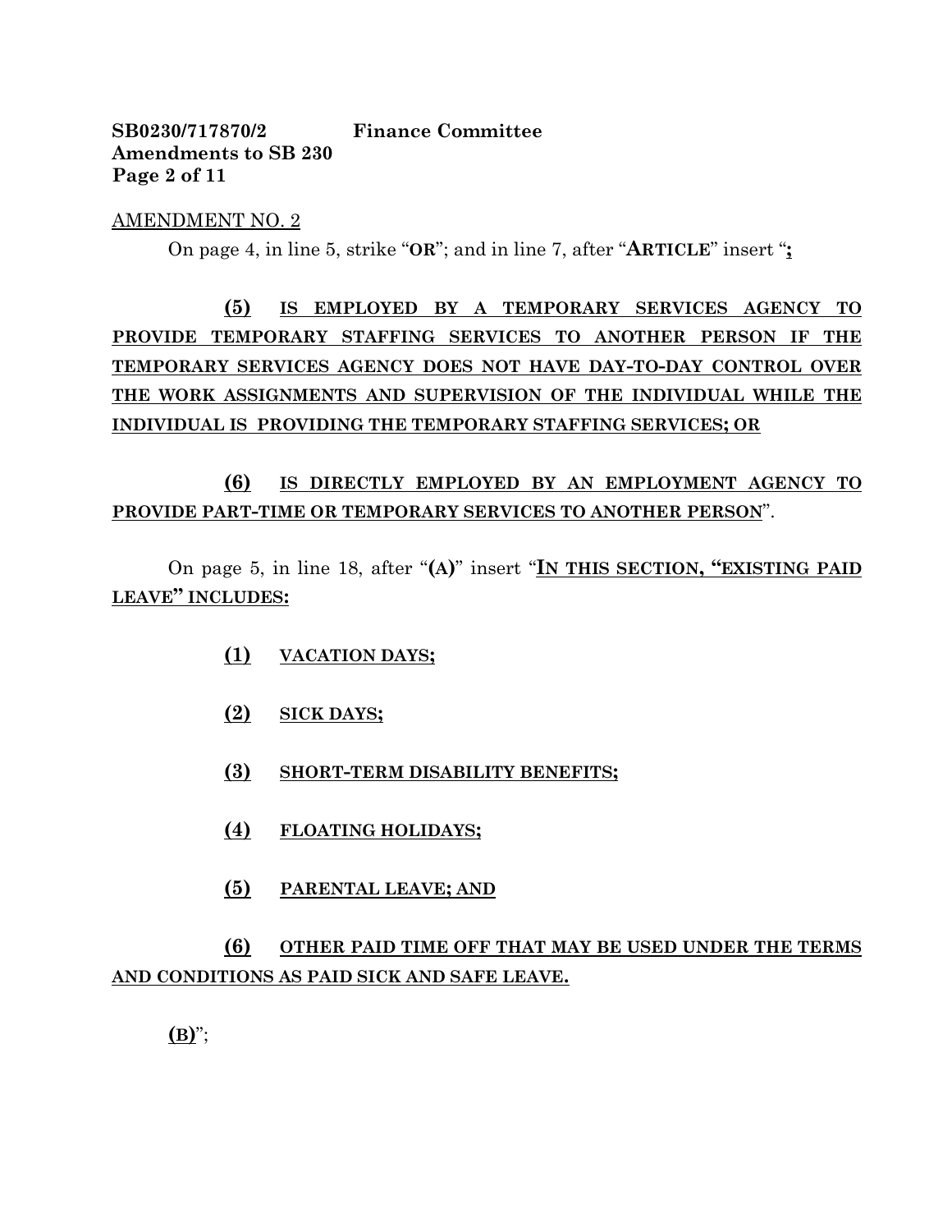AMENDMENT NO. 2

On page 4, in line 5, strike "**OR**"; and in line 7, after "**ARTICLE**" insert "**;**

**(5) IS EMPLOYED BY A TEMPORARY SERVICES AGENCY TO PROVIDE TEMPORARY STAFFING SERVICES TO ANOTHER PERSON IF THE TEMPORARY SERVICES AGENCY DOES NOT HAVE DAY-TO-DAY CONTROL OVER THE WORK ASSIGNMENTS AND SUPERVISION OF THE INDIVIDUAL WHILE THE INDIVIDUAL IS PROVIDING THE TEMPORARY STAFFING SERVICES; OR**

**(6) IS DIRECTLY EMPLOYED BY AN EMPLOYMENT AGENCY TO PROVIDE PART-TIME OR TEMPORARY SERVICES TO ANOTHER PERSON**".

On page 5, in line 18, after "**(A)**" insert "**IN THIS SECTION, "EXISTING PAID LEAVE" INCLUDES:**

**(1) VACATION DAYS;**

**(2) SICK DAYS;**

**(3) SHORT-TERM DISABILITY BENEFITS;**

**(4) FLOATING HOLIDAYS;**

**(5) PARENTAL LEAVE; AND**

**(6) OTHER PAID TIME OFF THAT MAY BE USED UNDER THE TERMS AND CONDITIONS AS PAID SICK AND SAFE LEAVE.**

**(B)**";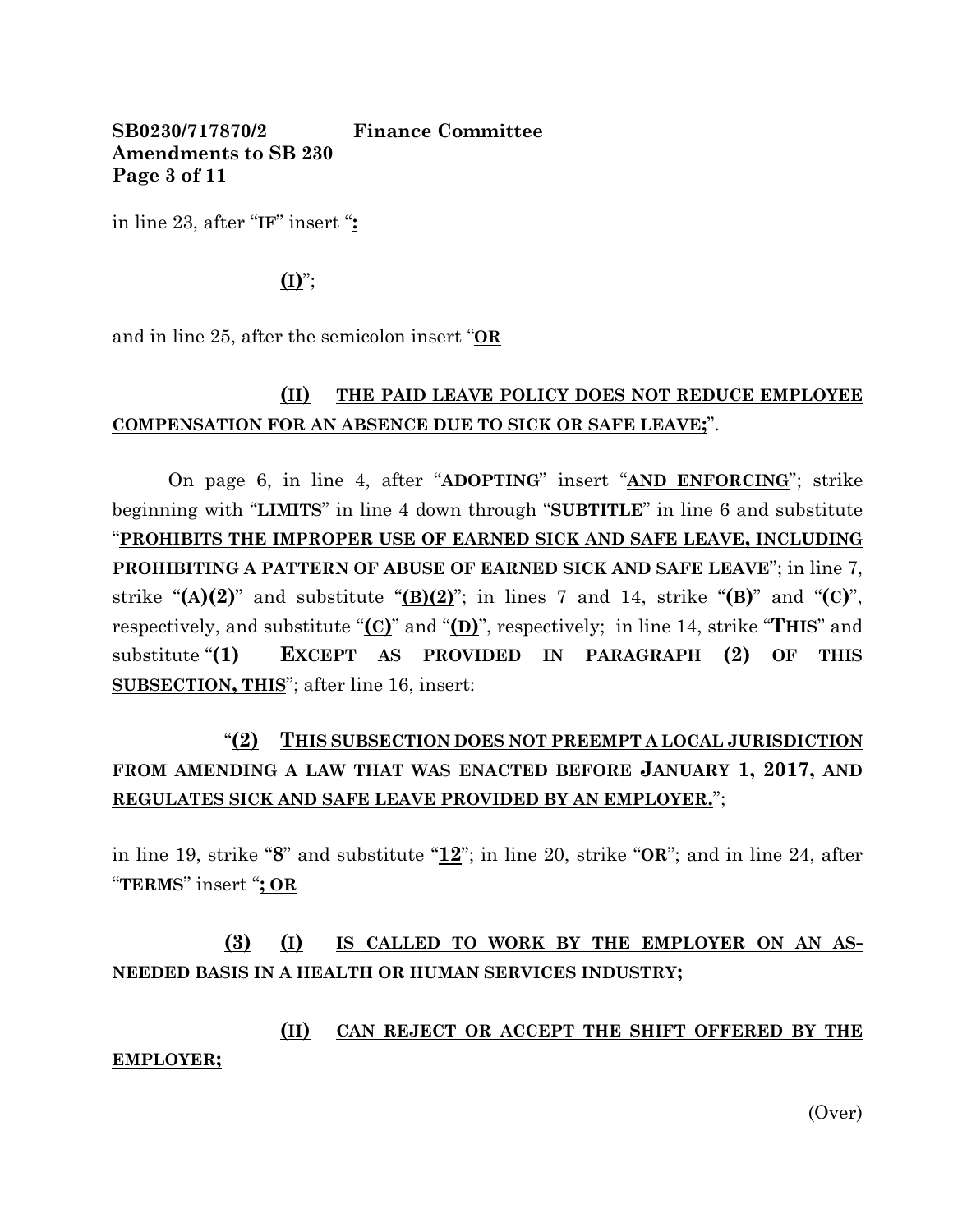in line 23, after "**IF**" insert "**:**

**(I)**";

and in line 25, after the semicolon insert "**OR**

**(II) THE PAID LEAVE POLICY DOES NOT REDUCE EMPLOYEE COMPENSATION FOR AN ABSENCE DUE TO SICK OR SAFE LEAVE;**".

On page 6, in line 4, after "**ADOPTING**" insert "**AND ENFORCING**"; strike beginning with "**LIMITS**" in line 4 down through "**SUBTITLE**" in line 6 and substitute "**PROHIBITS THE IMPROPER USE OF EARNED SICK AND SAFE LEAVE, INCLUDING PROHIBITING A PATTERN OF ABUSE OF EARNED SICK AND SAFE LEAVE**"; in line 7, strike "**(A)(2)**" and substitute "**(B)(2)**"; in lines 7 and 14, strike "**(B)**" and "**(C)**", respectively, and substitute "**(C)**" and "**(D)**", respectively; in line 14, strike "**THIS**" and substitute "**(1) EXCEPT AS PROVIDED IN PARAGRAPH (2) OF THIS SUBSECTION, THIS**"; after line 16, insert:

"**(2) THIS SUBSECTION DOES NOT PREEMPT A LOCAL JURISDICTION FROM AMENDING A LAW THAT WAS ENACTED BEFORE JANUARY 1, 2017, AND REGULATES SICK AND SAFE LEAVE PROVIDED BY AN EMPLOYER.**";

in line 19, strike "**8**" and substitute "**12**"; in line 20, strike "**OR**"; and in line 24, after "**TERMS**" insert "**; OR**

**(3) (I) IS CALLED TO WORK BY THE EMPLOYER ON AN AS-NEEDED BASIS IN A HEALTH OR HUMAN SERVICES INDUSTRY;**

**(II) CAN REJECT OR ACCEPT THE SHIFT OFFERED BY THE EMPLOYER;**

(Over)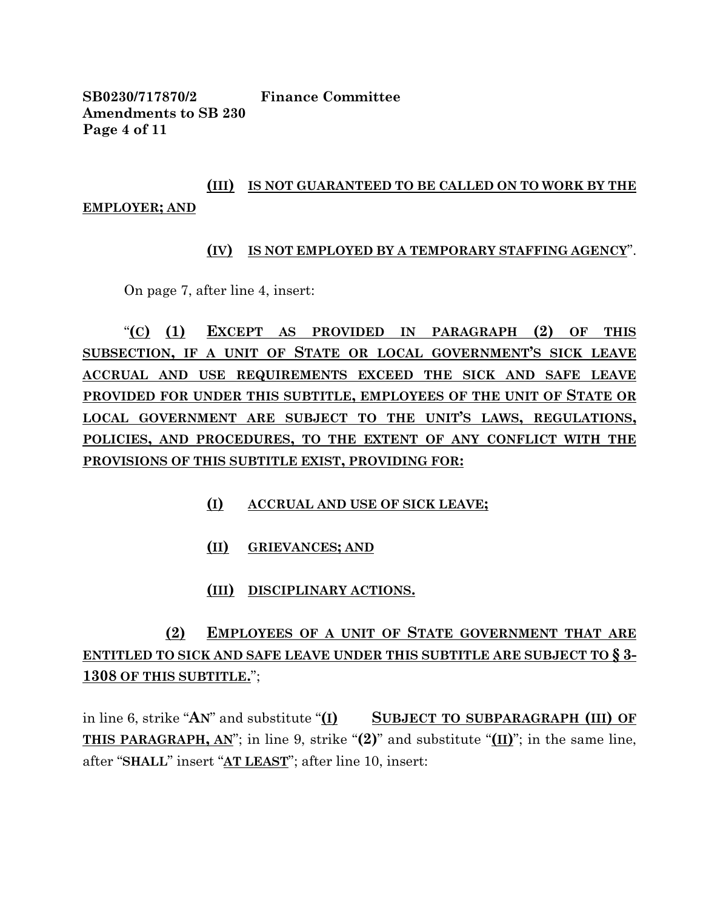**(III) IS NOT GUARANTEED TO BE CALLED ON TO WORK BY THE EMPLOYER; AND**

**(IV) IS NOT EMPLOYED BY A TEMPORARY STAFFING AGENCY**".

On page 7, after line 4, insert:

"**(C) (1) EXCEPT AS PROVIDED IN PARAGRAPH (2) OF THIS SUBSECTION, IF A UNIT OF STATE OR LOCAL GOVERNMENT'S SICK LEAVE ACCRUAL AND USE REQUIREMENTS EXCEED THE SICK AND SAFE LEAVE PROVIDED FOR UNDER THIS SUBTITLE, EMPLOYEES OF THE UNIT OF STATE OR LOCAL GOVERNMENT ARE SUBJECT TO THE UNIT'S LAWS, REGULATIONS, POLICIES, AND PROCEDURES, TO THE EXTENT OF ANY CONFLICT WITH THE PROVISIONS OF THIS SUBTITLE EXIST, PROVIDING FOR:**

**(I) ACCRUAL AND USE OF SICK LEAVE;**

**(II) GRIEVANCES; AND**

**(III) DISCIPLINARY ACTIONS.**

**(2) EMPLOYEES OF A UNIT OF STATE GOVERNMENT THAT ARE ENTITLED TO SICK AND SAFE LEAVE UNDER THIS SUBTITLE ARE SUBJECT TO § 3-1308 OF THIS SUBTITLE.**";

in line 6, strike "**AN**" and substitute "**(I) SUBJECT TO SUBPARAGRAPH (III) OF THIS PARAGRAPH, AN**"; in line 9, strike "**(2)**" and substitute "**(II)**"; in the same line, after "**SHALL**" insert "**AT LEAST**"; after line 10, insert: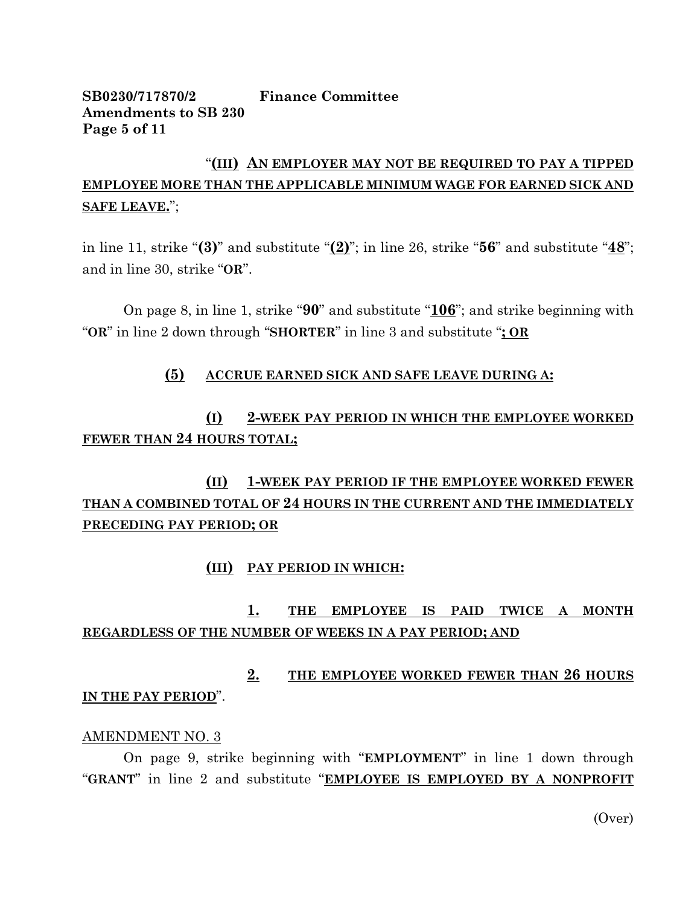"**<u>(III)</u> <u>AN EMPLOYER MAY NOT BE REQUIRED TO PAY A TIPPED EMPLOYEE MORE THAN THE APPLICABLE MINIMUM WAGE FOR EARNED SICK AND SAFE LEAVE.</u>**";

in line 11, strike "**(3)**" and substitute "**<u>(2)</u>**"; in line 26, strike "**56**" and substitute "**<u>48</u>**"; and in line 30, strike "**OR**".

On page 8, in line 1, strike "**90**" and substitute "**<u>106</u>**"; and strike beginning with "**OR**" in line 2 down through "**SHORTER**" in line 3 and substitute "**<u>; OR</u>**

**<u>(5)</u> <u>ACCRUE EARNED SICK AND SAFE LEAVE DURING A:</u>**

**<u>(I)</u> <u>2-WEEK PAY PERIOD IN WHICH THE EMPLOYEE WORKED FEWER THAN 24 HOURS TOTAL;</u>**

**<u>(II)</u> <u>1-WEEK PAY PERIOD IF THE EMPLOYEE WORKED FEWER THAN A COMBINED TOTAL OF 24 HOURS IN THE CURRENT AND THE IMMEDIATELY PRECEDING PAY PERIOD; OR</u>**

**<u>(III)</u> <u>PAY PERIOD IN WHICH:</u>**

**<u>1.</u> <u>THE EMPLOYEE IS PAID TWICE A MONTH REGARDLESS OF THE NUMBER OF WEEKS IN A PAY PERIOD; AND</u>**

**<u>2.</u> <u>THE EMPLOYEE WORKED FEWER THAN 26 HOURS IN THE PAY PERIOD</u>**".

<u>AMENDMENT NO. 3</u>

On page 9, strike beginning with "**EMPLOYMENT**" in line 1 down through "**GRANT**" in line 2 and substitute "**<u>EMPLOYEE IS EMPLOYED BY A NONPROFIT</u>**

(Over)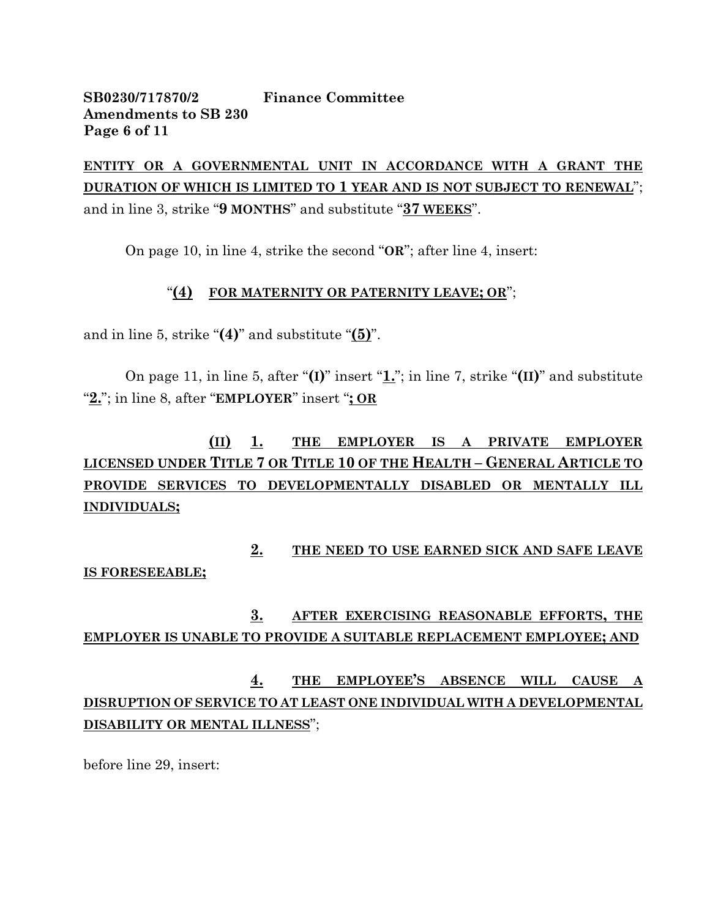**ENTITY OR A GOVERNMENTAL UNIT IN ACCORDANCE WITH A GRANT THE DURATION OF WHICH IS LIMITED TO 1 YEAR AND IS NOT SUBJECT TO RENEWAL**"; and in line 3, strike "**9 MONTHS**" and substitute "**37 WEEKS**".

On page 10, in line 4, strike the second "**OR**"; after line 4, insert:

"**(4) FOR MATERNITY OR PATERNITY LEAVE; OR**";

and in line 5, strike "**(4)**" and substitute "**(5)**".

On page 11, in line 5, after "**(I)**" insert "**1.**"; in line 7, strike "**(II)**" and substitute "**2.**"; in line 8, after "**EMPLOYER**" insert "**; OR**

**(II) 1. THE EMPLOYER IS A PRIVATE EMPLOYER LICENSED UNDER TITLE 7 OR TITLE 10 OF THE HEALTH – GENERAL ARTICLE TO PROVIDE SERVICES TO DEVELOPMENTALLY DISABLED OR MENTALLY ILL INDIVIDUALS;**

**2. THE NEED TO USE EARNED SICK AND SAFE LEAVE IS FORESEEABLE;**

**3. AFTER EXERCISING REASONABLE EFFORTS, THE EMPLOYER IS UNABLE TO PROVIDE A SUITABLE REPLACEMENT EMPLOYEE; AND**

**4. THE EMPLOYEE'S ABSENCE WILL CAUSE A DISRUPTION OF SERVICE TO AT LEAST ONE INDIVIDUAL WITH A DEVELOPMENTAL DISABILITY OR MENTAL ILLNESS**";

before line 29, insert: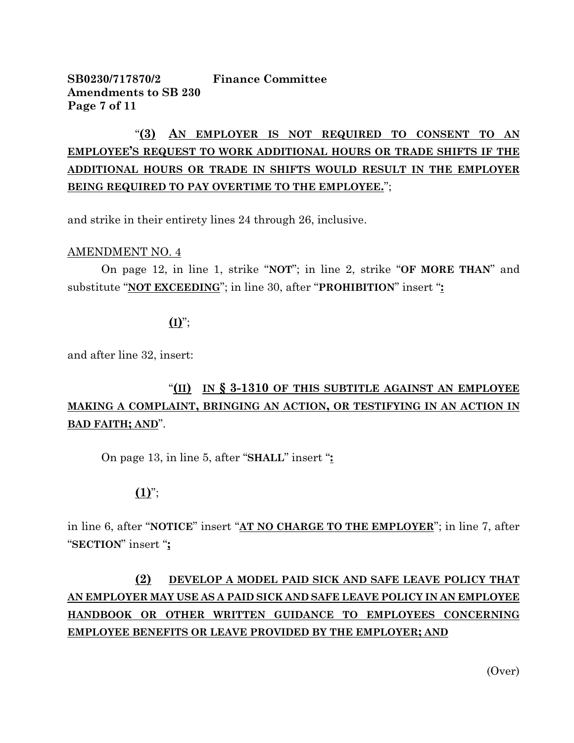"**<u>(3) AN EMPLOYER IS NOT REQUIRED TO CONSENT TO AN EMPLOYEE'S REQUEST TO WORK ADDITIONAL HOURS OR TRADE SHIFTS IF THE ADDITIONAL HOURS OR TRADE IN SHIFTS WOULD RESULT IN THE EMPLOYER BEING REQUIRED TO PAY OVERTIME TO THE EMPLOYEE.</u>**";

and strike in their entirety lines 24 through 26, inclusive.

<u>AMENDMENT NO. 4</u>

On page 12, in line 1, strike "**NOT**"; in line 2, strike "**OF MORE THAN**" and substitute "**<u>NOT EXCEEDING</u>**"; in line 30, after "**PROHIBITION**" insert "**<u>:</u>**

**<u>(I)</u>**";

and after line 32, insert:

"**<u>(II) IN § 3-1310 OF THIS SUBTITLE AGAINST AN EMPLOYEE MAKING A COMPLAINT, BRINGING AN ACTION, OR TESTIFYING IN AN ACTION IN BAD FAITH; AND</u>**".

On page 13, in line 5, after "**SHALL**" insert "**<u>:</u>**

**<u>(1)</u>**";

in line 6, after "**NOTICE**" insert "**<u>AT NO CHARGE TO THE EMPLOYER</u>**"; in line 7, after "**SECTION**" insert "**<u>;</u>**

**<u>(2) DEVELOP A MODEL PAID SICK AND SAFE LEAVE POLICY THAT AN EMPLOYER MAY USE AS A PAID SICK AND SAFE LEAVE POLICY IN AN EMPLOYEE HANDBOOK OR OTHER WRITTEN GUIDANCE TO EMPLOYEES CONCERNING EMPLOYEE BENEFITS OR LEAVE PROVIDED BY THE EMPLOYER; AND</u>**

(Over)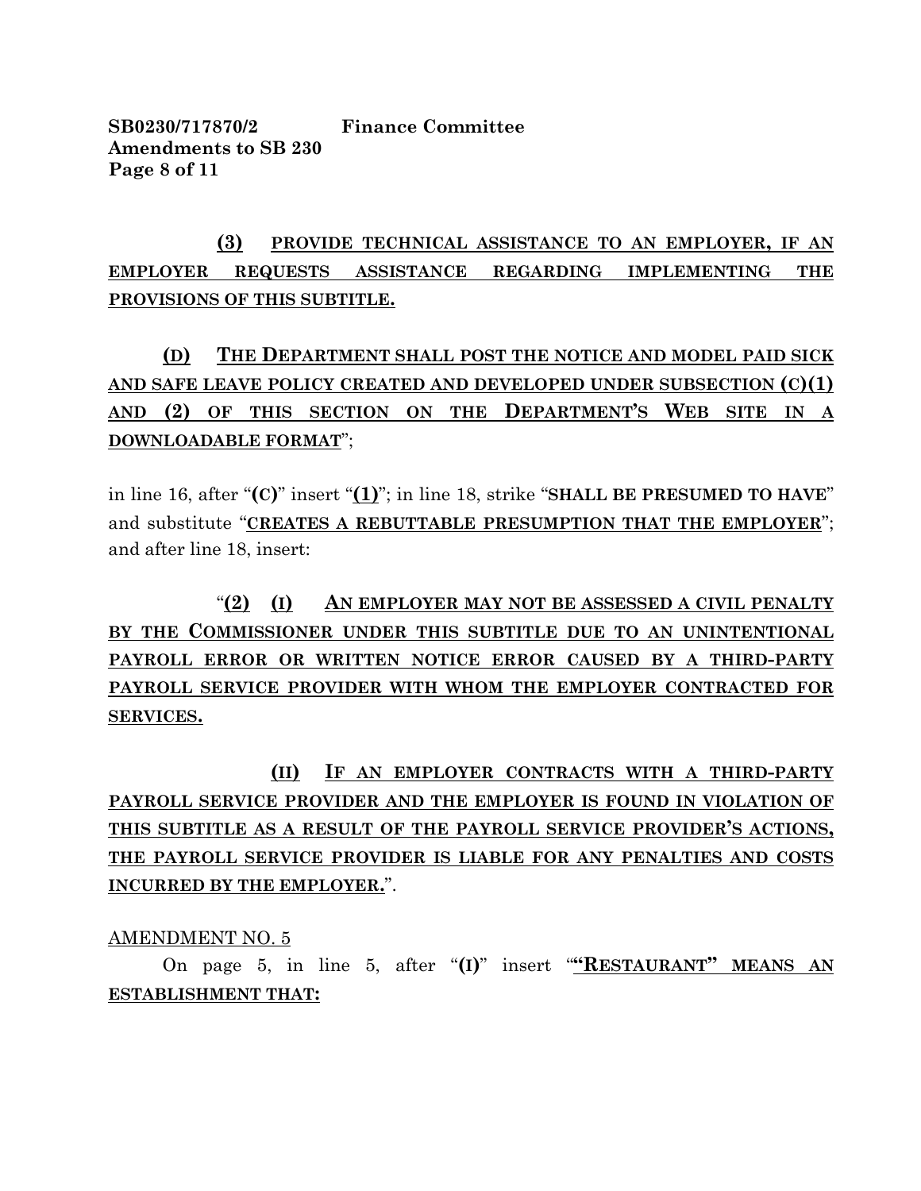**(3)** **PROVIDE TECHNICAL ASSISTANCE TO AN EMPLOYER, IF AN EMPLOYER REQUESTS ASSISTANCE REGARDING IMPLEMENTING THE PROVISIONS OF THIS SUBTITLE.**

**(D)** **THE DEPARTMENT SHALL POST THE NOTICE AND MODEL PAID SICK AND SAFE LEAVE POLICY CREATED AND DEVELOPED UNDER SUBSECTION (C)(1) AND (2) OF THIS SECTION ON THE DEPARTMENT'S WEB SITE IN A DOWNLOADABLE FORMAT**";

in line 16, after "**(C)**" insert "**(1)**"; in line 18, strike "**SHALL BE PRESUMED TO HAVE**" and substitute "**CREATES A REBUTTABLE PRESUMPTION THAT THE EMPLOYER**"; and after line 18, insert:

"**(2)** **(I)** **AN EMPLOYER MAY NOT BE ASSESSED A CIVIL PENALTY BY THE COMMISSIONER UNDER THIS SUBTITLE DUE TO AN UNINTENTIONAL PAYROLL ERROR OR WRITTEN NOTICE ERROR CAUSED BY A THIRD-PARTY PAYROLL SERVICE PROVIDER WITH WHOM THE EMPLOYER CONTRACTED FOR SERVICES.**

**(II)** **IF AN EMPLOYER CONTRACTS WITH A THIRD-PARTY PAYROLL SERVICE PROVIDER AND THE EMPLOYER IS FOUND IN VIOLATION OF THIS SUBTITLE AS A RESULT OF THE PAYROLL SERVICE PROVIDER'S ACTIONS, THE PAYROLL SERVICE PROVIDER IS LIABLE FOR ANY PENALTIES AND COSTS INCURRED BY THE EMPLOYER.**".

AMENDMENT NO. 5

On page 5, in line 5, after "**(I)**" insert "**"RESTAURANT" MEANS AN ESTABLISHMENT THAT:**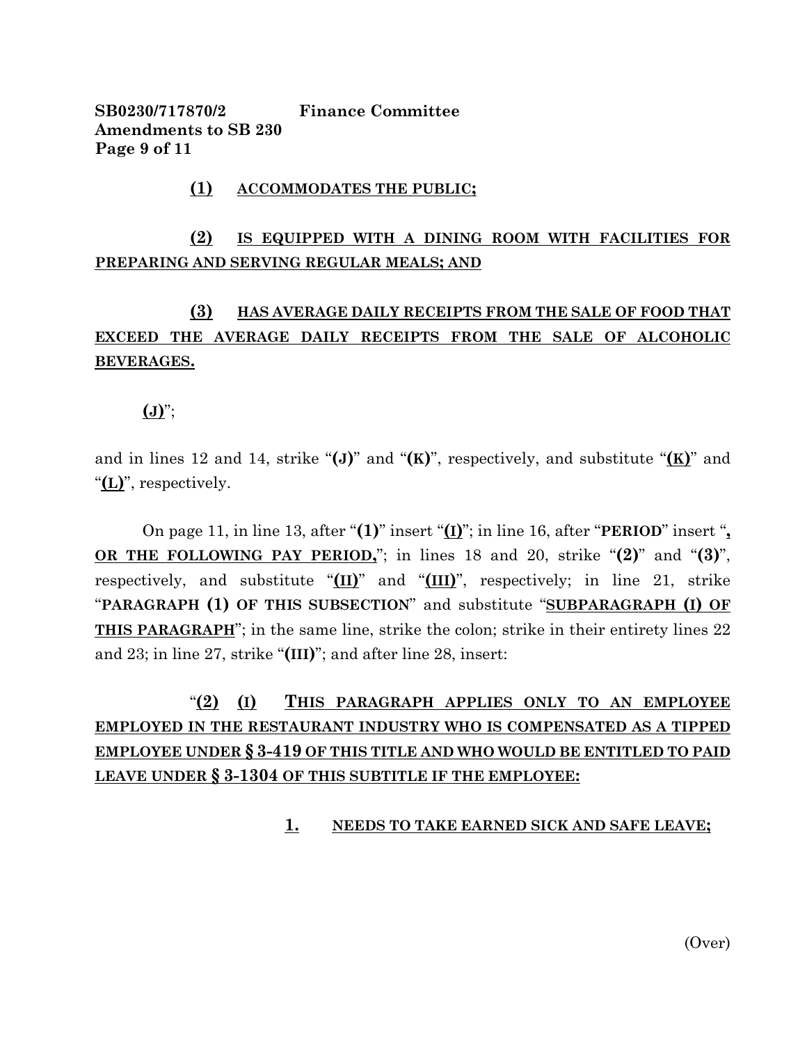**(1)** **ACCOMMODATES THE PUBLIC;**

**(2)** **IS EQUIPPED WITH A DINING ROOM WITH FACILITIES FOR PREPARING AND SERVING REGULAR MEALS; AND**

**(3)** **HAS AVERAGE DAILY RECEIPTS FROM THE SALE OF FOOD THAT EXCEED THE AVERAGE DAILY RECEIPTS FROM THE SALE OF ALCOHOLIC BEVERAGES.**

**(J)**";

and in lines 12 and 14, strike "**(J)**" and "**(K)**", respectively, and substitute "**(K)**" and "**(L)**", respectively.

On page 11, in line 13, after "**(1)**" insert "**(I)**"; in line 16, after "**PERIOD**" insert "**, OR THE FOLLOWING PAY PERIOD,**"; in lines 18 and 20, strike "**(2)**" and "**(3)**", respectively, and substitute "**(II)**" and "**(III)**", respectively; in line 21, strike "**PARAGRAPH (1) OF THIS SUBSECTION**" and substitute "**SUBPARAGRAPH (I) OF THIS PARAGRAPH**"; in the same line, strike the colon; strike in their entirety lines 22 and 23; in line 27, strike "**(III)**"; and after line 28, insert:

"**(2)** **(I)** **THIS PARAGRAPH APPLIES ONLY TO AN EMPLOYEE EMPLOYED IN THE RESTAURANT INDUSTRY WHO IS COMPENSATED AS A TIPPED EMPLOYEE UNDER § 3-419 OF THIS TITLE AND WHO WOULD BE ENTITLED TO PAID LEAVE UNDER § 3-1304 OF THIS SUBTITLE IF THE EMPLOYEE:**

**1.** **NEEDS TO TAKE EARNED SICK AND SAFE LEAVE;**

(Over)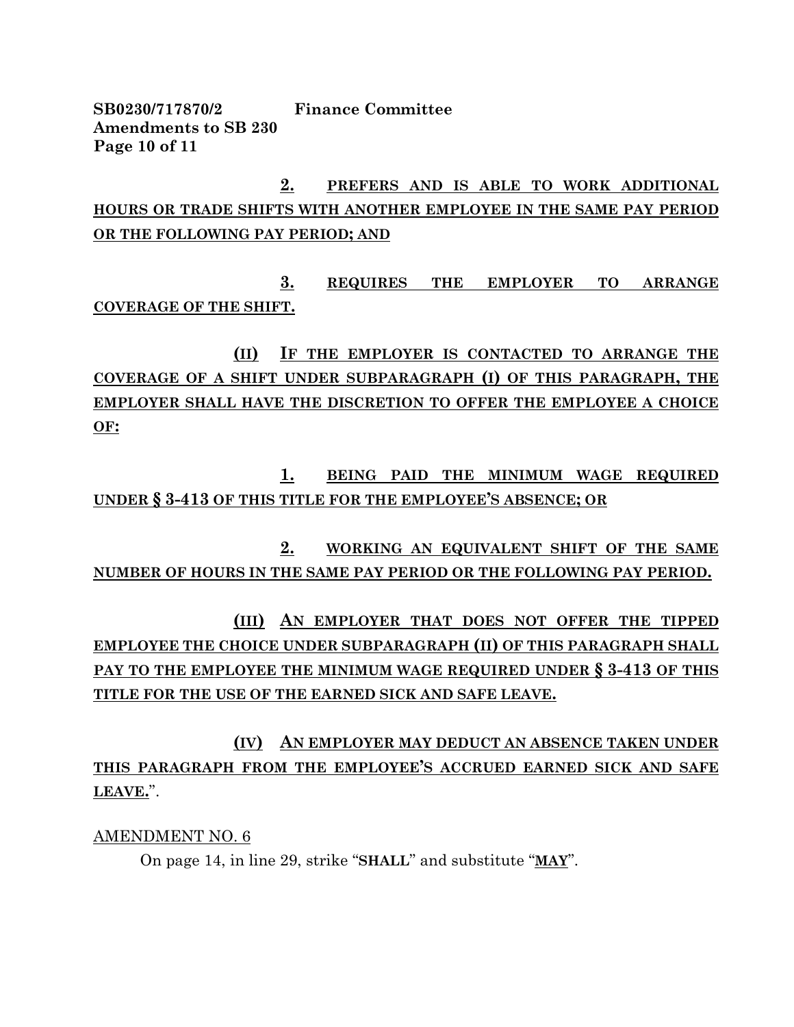**2. PREFERS AND IS ABLE TO WORK ADDITIONAL HOURS OR TRADE SHIFTS WITH ANOTHER EMPLOYEE IN THE SAME PAY PERIOD OR THE FOLLOWING PAY PERIOD; AND**

**3. REQUIRES THE EMPLOYER TO ARRANGE COVERAGE OF THE SHIFT.**

**(II) IF THE EMPLOYER IS CONTACTED TO ARRANGE THE COVERAGE OF A SHIFT UNDER SUBPARAGRAPH (I) OF THIS PARAGRAPH, THE EMPLOYER SHALL HAVE THE DISCRETION TO OFFER THE EMPLOYEE A CHOICE OF:**

**1. BEING PAID THE MINIMUM WAGE REQUIRED UNDER § 3-413 OF THIS TITLE FOR THE EMPLOYEE'S ABSENCE; OR**

**2. WORKING AN EQUIVALENT SHIFT OF THE SAME NUMBER OF HOURS IN THE SAME PAY PERIOD OR THE FOLLOWING PAY PERIOD.**

**(III) AN EMPLOYER THAT DOES NOT OFFER THE TIPPED EMPLOYEE THE CHOICE UNDER SUBPARAGRAPH (II) OF THIS PARAGRAPH SHALL PAY TO THE EMPLOYEE THE MINIMUM WAGE REQUIRED UNDER § 3-413 OF THIS TITLE FOR THE USE OF THE EARNED SICK AND SAFE LEAVE.**

**(IV) AN EMPLOYER MAY DEDUCT AN ABSENCE TAKEN UNDER THIS PARAGRAPH FROM THE EMPLOYEE'S ACCRUED EARNED SICK AND SAFE LEAVE.**".

AMENDMENT NO. 6

On page 14, in line 29, strike "**SHALL**" and substitute "**MAY**".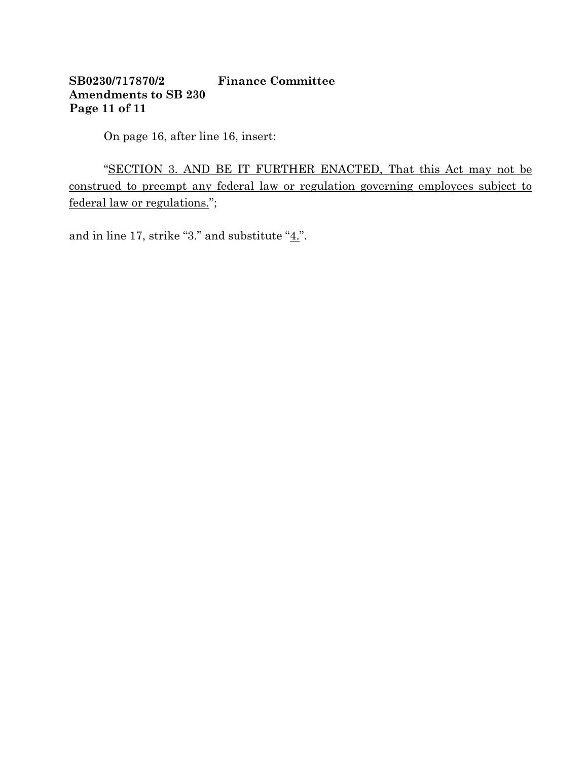On page 16, after line 16, insert:

"<u>SECTION 3. AND BE IT FURTHER ENACTED, That this Act may not be construed to preempt any federal law or regulation governing employees subject to federal law or regulations.</u>";

and in line 17, strike "3." and substitute "<u>4.</u>".